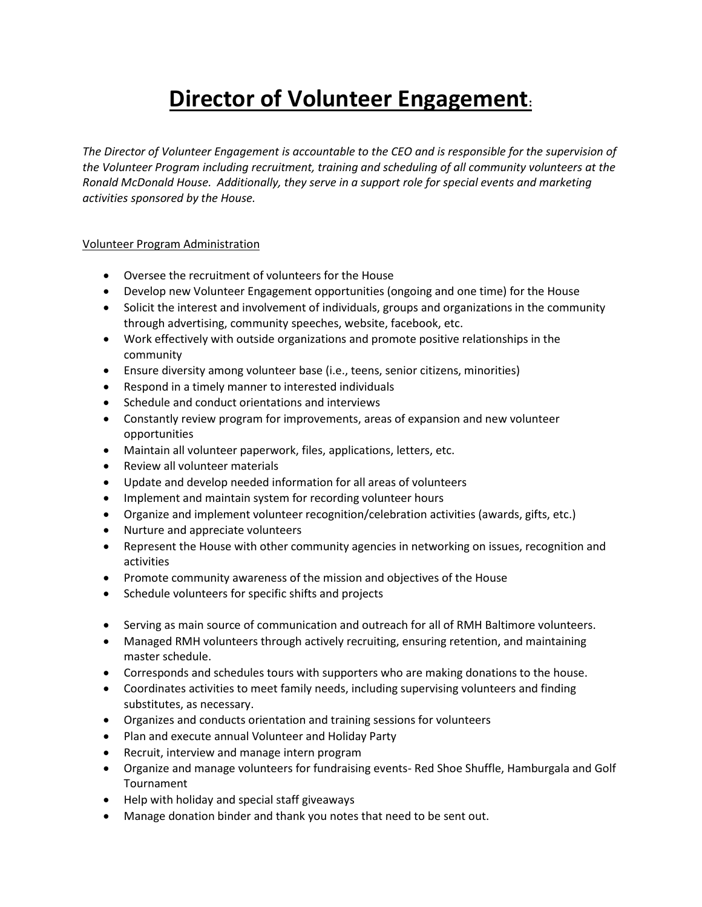# Director of Volunteer Engagement:

*The Director of Volunteer Engagement is accountable to the CEO and is responsible for the supervision of the Volunteer Program including recruitment, training and scheduling of all community volunteers at the Ronald McDonald House. Additionally, they serve in a support role for special events and marketing activities sponsored by the House.*

Volunteer Program Administration

- Oversee the recruitment of volunteers for the House
- Develop new Volunteer Engagement opportunities (ongoing and one time) for the House
- Solicit the interest and involvement of individuals, groups and organizations in the community through advertising, community speeches, website, facebook, etc.
- Work effectively with outside organizations and promote positive relationships in the community
- Ensure diversity among volunteer base (i.e., teens, senior citizens, minorities)
- Respond in a timely manner to interested individuals
- Schedule and conduct orientations and interviews
- Constantly review program for improvements, areas of expansion and new volunteer opportunities
- Maintain all volunteer paperwork, files, applications, letters, etc.
- Review all volunteer materials
- Update and develop needed information for all areas of volunteers
- Implement and maintain system for recording volunteer hours
- Organize and implement volunteer recognition/celebration activities (awards, gifts, etc.)
- Nurture and appreciate volunteers
- Represent the House with other community agencies in networking on issues, recognition and activities
- Promote community awareness of the mission and objectives of the House
- Schedule volunteers for specific shifts and projects

- Serving as main source of communication and outreach for all of RMH Baltimore volunteers.
- Managed RMH volunteers through actively recruiting, ensuring retention, and maintaining master schedule.
- Corresponds and schedules tours with supporters who are making donations to the house.
- Coordinates activities to meet family needs, including supervising volunteers and finding substitutes, as necessary.
- Organizes and conducts orientation and training sessions for volunteers
- Plan and execute annual Volunteer and Holiday Party
- Recruit, interview and manage intern program
- Organize and manage volunteers for fundraising events- Red Shoe Shuffle, Hamburgala and Golf Tournament
- Help with holiday and special staff giveaways
- Manage donation binder and thank you notes that need to be sent out.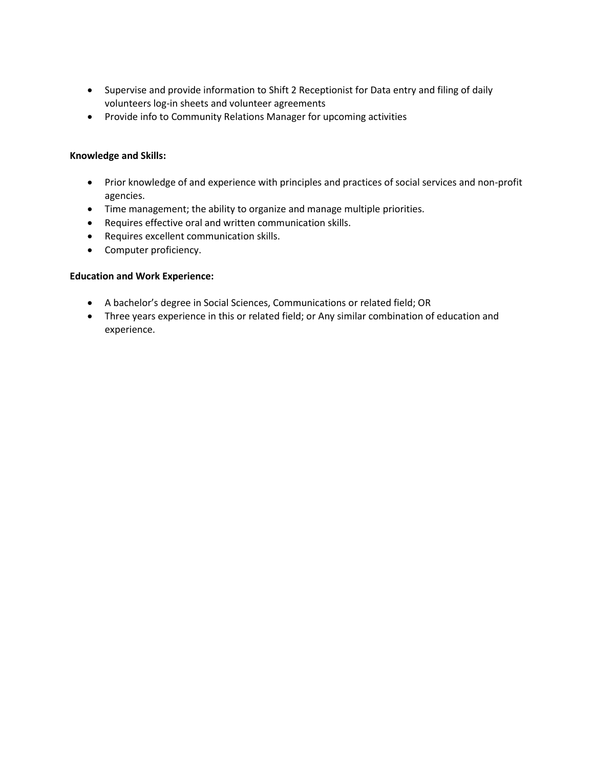- Supervise and provide information to Shift 2 Receptionist for Data entry and filing of daily volunteers log-in sheets and volunteer agreements
- Provide info to Community Relations Manager for upcoming activities

**Knowledge and Skills:**

- Prior knowledge of and experience with principles and practices of social services and non-profit agencies.
- Time management; the ability to organize and manage multiple priorities.
- Requires effective oral and written communication skills.
- Requires excellent communication skills.
- Computer proficiency.

**Education and Work Experience:**

- A bachelor's degree in Social Sciences, Communications or related field; OR
- Three years experience in this or related field; or Any similar combination of education and experience.